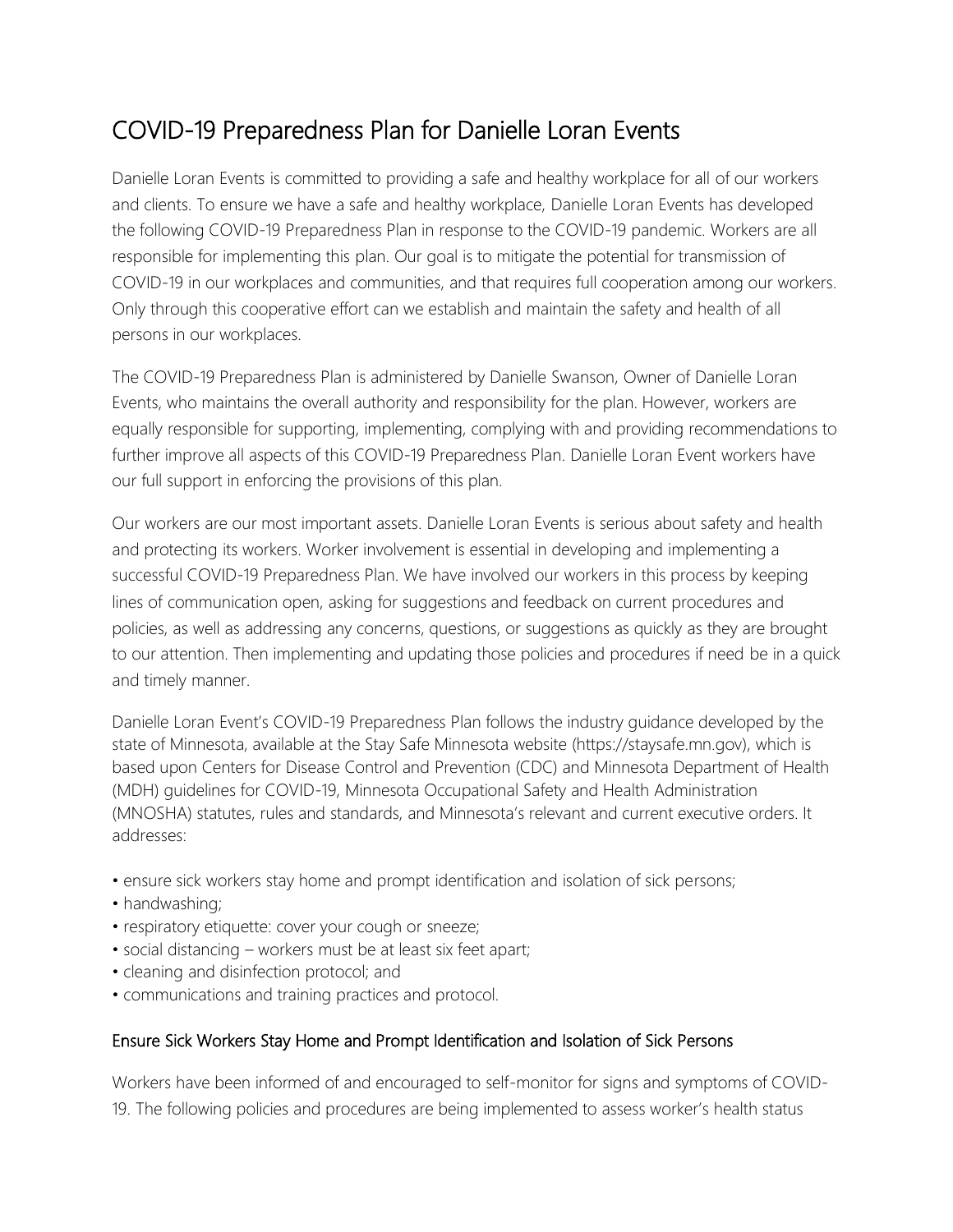# COVID-19 Preparedness Plan for Danielle Loran Events

Danielle Loran Events is committed to providing a safe and healthy workplace for all of our workers and clients. To ensure we have a safe and healthy workplace, Danielle Loran Events has developed the following COVID-19 Preparedness Plan in response to the COVID-19 pandemic. Workers are all responsible for implementing this plan. Our goal is to mitigate the potential for transmission of COVID-19 in our workplaces and communities, and that requires full cooperation among our workers. Only through this cooperative effort can we establish and maintain the safety and health of all persons in our workplaces.

The COVID-19 Preparedness Plan is administered by Danielle Swanson, Owner of Danielle Loran Events, who maintains the overall authority and responsibility for the plan. However, workers are equally responsible for supporting, implementing, complying with and providing recommendations to further improve all aspects of this COVID-19 Preparedness Plan. Danielle Loran Event workers have our full support in enforcing the provisions of this plan.

Our workers are our most important assets. Danielle Loran Events is serious about safety and health and protecting its workers. Worker involvement is essential in developing and implementing a successful COVID-19 Preparedness Plan. We have involved our workers in this process by keeping lines of communication open, asking for suggestions and feedback on current procedures and policies, as well as addressing any concerns, questions, or suggestions as quickly as they are brought to our attention. Then implementing and updating those policies and procedures if need be in a quick and timely manner.

Danielle Loran Event's COVID-19 Preparedness Plan follows the industry guidance developed by the state of Minnesota, available at the Stay Safe Minnesota website (https://staysafe.mn.gov), which is based upon Centers for Disease Control and Prevention (CDC) and Minnesota Department of Health (MDH) guidelines for COVID-19, Minnesota Occupational Safety and Health Administration (MNOSHA) statutes, rules and standards, and Minnesota's relevant and current executive orders. It addresses:

- ensure sick workers stay home and prompt identification and isolation of sick persons;
- handwashing;
- respiratory etiquette: cover your cough or sneeze;
- social distancing – workers must be at least six feet apart;
- cleaning and disinfection protocol; and
- communications and training practices and protocol.

## Ensure Sick Workers Stay Home and Prompt Identification and Isolation of Sick Persons

Workers have been informed of and encouraged to self-monitor for signs and symptoms of COVID-19. The following policies and procedures are being implemented to assess worker's health status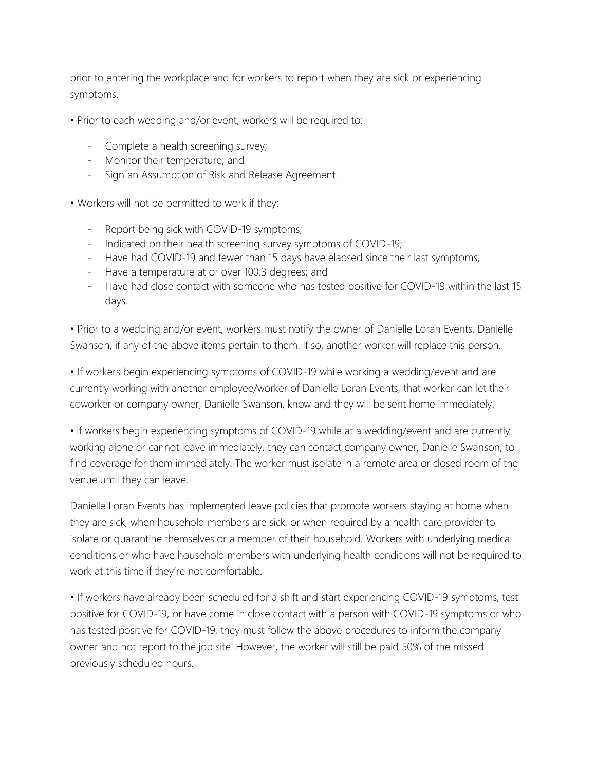prior to entering the workplace and for workers to report when they are sick or experiencing symptoms.

• Prior to each wedding and/or event, workers will be required to:

- Complete a health screening survey;
- Monitor their temperature; and
- Sign an Assumption of Risk and Release Agreement.

• Workers will not be permitted to work if they:

- Report being sick with COVID-19 symptoms;
- Indicated on their health screening survey symptoms of COVID-19;
- Have had COVID-19 and fewer than 15 days have elapsed since their last symptoms;
- Have a temperature at or over 100.3 degrees; and
- Have had close contact with someone who has tested positive for COVID-19 within the last 15 days.

• Prior to a wedding and/or event, workers must notify the owner of Danielle Loran Events, Danielle Swanson, if any of the above items pertain to them. If so, another worker will replace this person.

• If workers begin experiencing symptoms of COVID-19 while working a wedding/event and are currently working with another employee/worker of Danielle Loran Events, that worker can let their coworker or company owner, Danielle Swanson, know and they will be sent home immediately.

• If workers begin experiencing symptoms of COVID-19 while at a wedding/event and are currently working alone or cannot leave immediately, they can contact company owner, Danielle Swanson, to find coverage for them immediately. The worker must isolate in a remote area or closed room of the venue until they can leave.

Danielle Loran Events has implemented leave policies that promote workers staying at home when they are sick, when household members are sick, or when required by a health care provider to isolate or quarantine themselves or a member of their household. Workers with underlying medical conditions or who have household members with underlying health conditions will not be required to work at this time if they're not comfortable.

• If workers have already been scheduled for a shift and start experiencing COVID-19 symptoms, test positive for COVID-19, or have come in close contact with a person with COVID-19 symptoms or who has tested positive for COVID-19, they must follow the above procedures to inform the company owner and not report to the job site. However, the worker will still be paid 50% of the missed previously scheduled hours.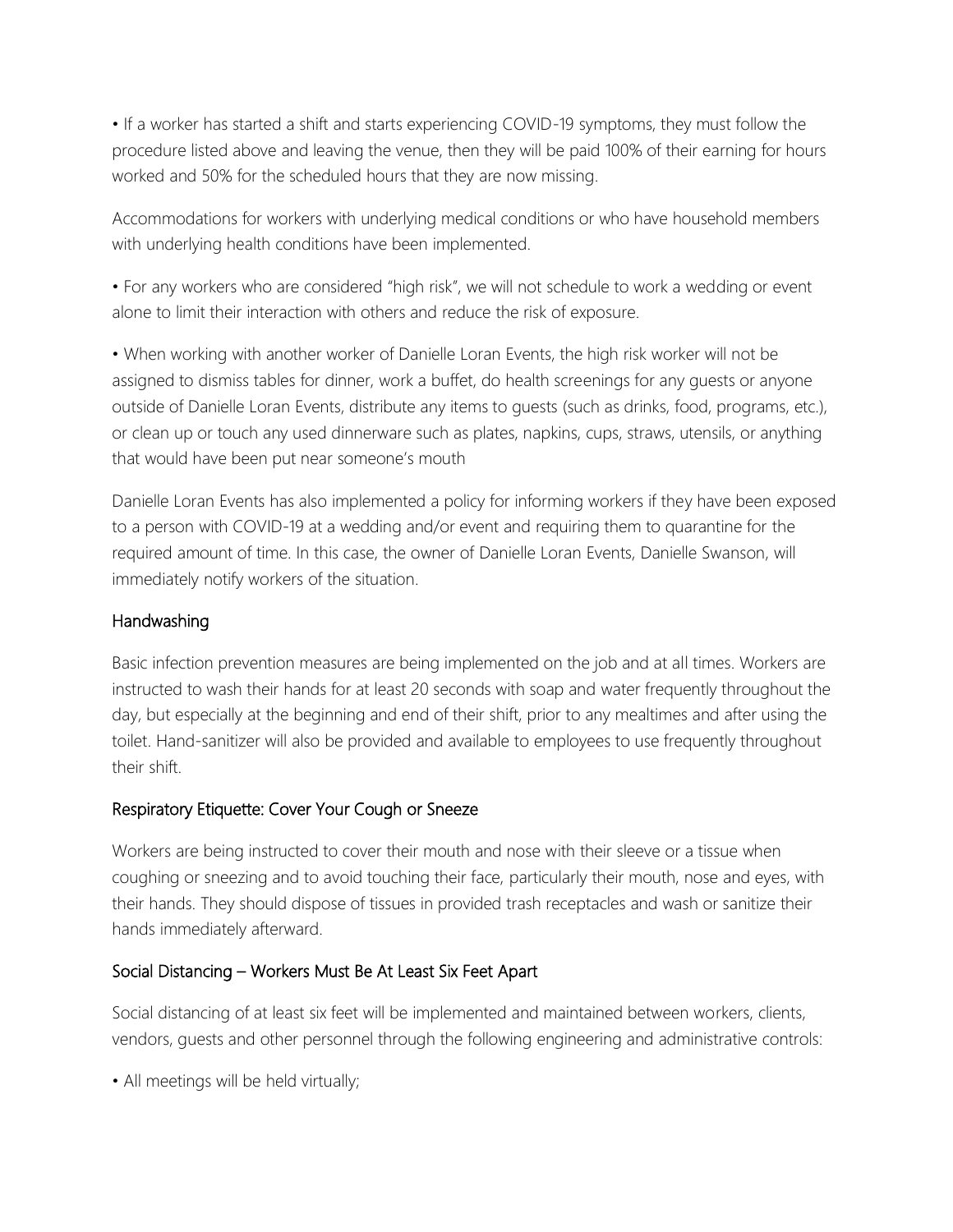• If a worker has started a shift and starts experiencing COVID-19 symptoms, they must follow the procedure listed above and leaving the venue, then they will be paid 100% of their earning for hours worked and 50% for the scheduled hours that they are now missing.

Accommodations for workers with underlying medical conditions or who have household members with underlying health conditions have been implemented.

• For any workers who are considered "high risk", we will not schedule to work a wedding or event alone to limit their interaction with others and reduce the risk of exposure.

• When working with another worker of Danielle Loran Events, the high risk worker will not be assigned to dismiss tables for dinner, work a buffet, do health screenings for any guests or anyone outside of Danielle Loran Events, distribute any items to guests (such as drinks, food, programs, etc.), or clean up or touch any used dinnerware such as plates, napkins, cups, straws, utensils, or anything that would have been put near someone's mouth

Danielle Loran Events has also implemented a policy for informing workers if they have been exposed to a person with COVID-19 at a wedding and/or event and requiring them to quarantine for the required amount of time. In this case, the owner of Danielle Loran Events, Danielle Swanson, will immediately notify workers of the situation.

## Handwashing

Basic infection prevention measures are being implemented on the job and at all times. Workers are instructed to wash their hands for at least 20 seconds with soap and water frequently throughout the day, but especially at the beginning and end of their shift, prior to any mealtimes and after using the toilet. Hand-sanitizer will also be provided and available to employees to use frequently throughout their shift.

## Respiratory Etiquette: Cover Your Cough or Sneeze

Workers are being instructed to cover their mouth and nose with their sleeve or a tissue when coughing or sneezing and to avoid touching their face, particularly their mouth, nose and eyes, with their hands. They should dispose of tissues in provided trash receptacles and wash or sanitize their hands immediately afterward.

## Social Distancing – Workers Must Be At Least Six Feet Apart

Social distancing of at least six feet will be implemented and maintained between workers, clients, vendors, guests and other personnel through the following engineering and administrative controls:

• All meetings will be held virtually;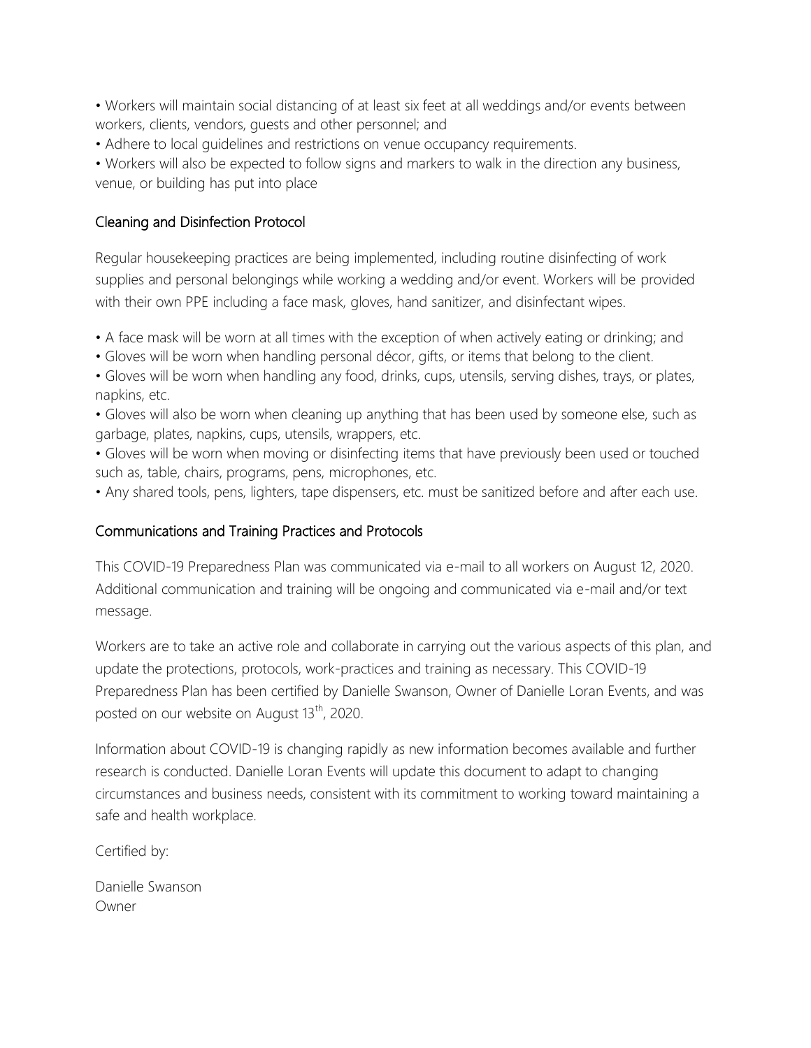- Workers will maintain social distancing of at least six feet at all weddings and/or events between workers, clients, vendors, guests and other personnel; and
- Adhere to local guidelines and restrictions on venue occupancy requirements.
- Workers will also be expected to follow signs and markers to walk in the direction any business, venue, or building has put into place

## Cleaning and Disinfection Protocol

Regular housekeeping practices are being implemented, including routine disinfecting of work supplies and personal belongings while working a wedding and/or event. Workers will be provided with their own PPE including a face mask, gloves, hand sanitizer, and disinfectant wipes.

- A face mask will be worn at all times with the exception of when actively eating or drinking; and
- Gloves will be worn when handling personal décor, gifts, or items that belong to the client.
- Gloves will be worn when handling any food, drinks, cups, utensils, serving dishes, trays, or plates, napkins, etc.
- Gloves will also be worn when cleaning up anything that has been used by someone else, such as garbage, plates, napkins, cups, utensils, wrappers, etc.
- Gloves will be worn when moving or disinfecting items that have previously been used or touched such as, table, chairs, programs, pens, microphones, etc.
- Any shared tools, pens, lighters, tape dispensers, etc. must be sanitized before and after each use.

## Communications and Training Practices and Protocols

This COVID-19 Preparedness Plan was communicated via e-mail to all workers on August 12, 2020. Additional communication and training will be ongoing and communicated via e-mail and/or text message.

Workers are to take an active role and collaborate in carrying out the various aspects of this plan, and update the protections, protocols, work-practices and training as necessary. This COVID-19 Preparedness Plan has been certified by Danielle Swanson, Owner of Danielle Loran Events, and was posted on our website on August 13th, 2020.

Information about COVID-19 is changing rapidly as new information becomes available and further research is conducted. Danielle Loran Events will update this document to adapt to changing circumstances and business needs, consistent with its commitment to working toward maintaining a safe and health workplace.

Certified by:

Danielle Swanson
Owner